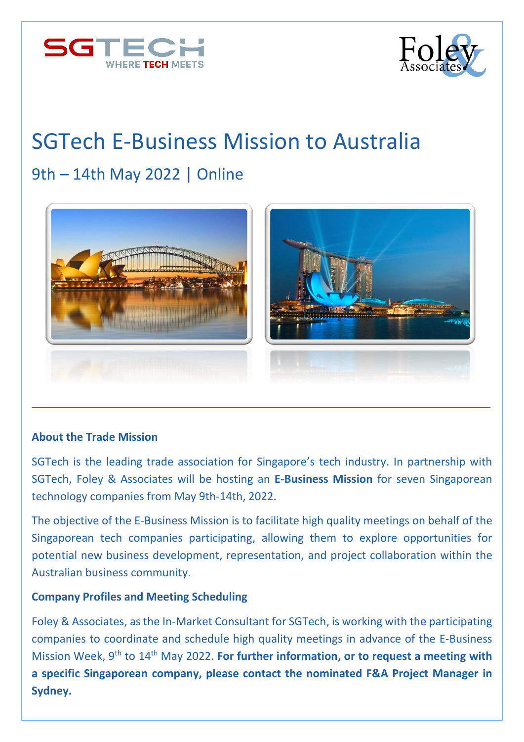# SGTech E-Business Mission to Australia

## 9th – 14th May 2022 | Online

### About the Trade Mission

SGTech is the leading trade association for Singapore's tech industry. In partnership with SGTech, Foley & Associates will be hosting an **E-Business Mission** for seven Singaporean technology companies from May 9th-14th, 2022.

The objective of the E-Business Mission is to facilitate high quality meetings on behalf of the Singaporean tech companies participating, allowing them to explore opportunities for potential new business development, representation, and project collaboration within the Australian business community.

### Company Profiles and Meeting Scheduling

Foley & Associates, as the In-Market Consultant for SGTech, is working with the participating companies to coordinate and schedule high quality meetings in advance of the E-Business Mission Week, 9th to 14th May 2022. **For further information, or to request a meeting with a specific Singaporean company, please contact the nominated F&A Project Manager in Sydney.**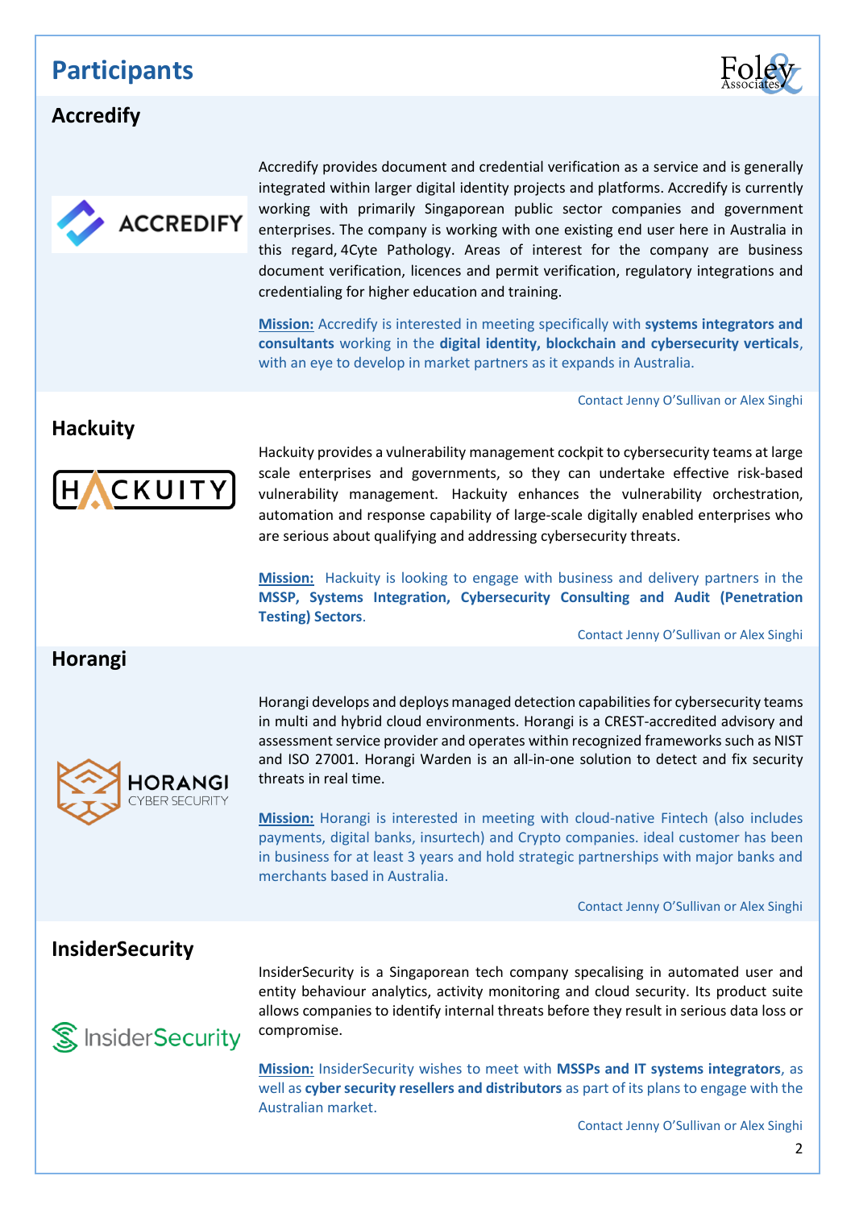# Participants

## Accredify

Accredify provides document and credential verification as a service and is generally integrated within larger digital identity projects and platforms. Accredify is currently working with primarily Singaporean public sector companies and government enterprises. The company is working with one existing end user here in Australia in this regard, 4Cyte Pathology. Areas of interest for the company are business document verification, licences and permit verification, regulatory integrations and credentialing for higher education and training.

**Mission:** Accredify is interested in meeting specifically with **systems integrators and consultants** working in the **digital identity, blockchain and cybersecurity verticals**, with an eye to develop in market partners as it expands in Australia.

Contact Jenny O'Sullivan or Alex Singhi

## Hackuity

Hackuity provides a vulnerability management cockpit to cybersecurity teams at large scale enterprises and governments, so they can undertake effective risk-based vulnerability management. Hackuity enhances the vulnerability orchestration, automation and response capability of large-scale digitally enabled enterprises who are serious about qualifying and addressing cybersecurity threats.

**Mission:** Hackuity is looking to engage with business and delivery partners in the **MSSP, Systems Integration, Cybersecurity Consulting and Audit (Penetration Testing) Sectors**.

Contact Jenny O'Sullivan or Alex Singhi

## Horangi

Horangi develops and deploys managed detection capabilities for cybersecurity teams in multi and hybrid cloud environments. Horangi is a CREST-accredited advisory and assessment service provider and operates within recognized frameworks such as NIST and ISO 27001. Horangi Warden is an all-in-one solution to detect and fix security threats in real time.

**Mission:** Horangi is interested in meeting with cloud-native Fintech (also includes payments, digital banks, insurtech) and Crypto companies. ideal customer has been in business for at least 3 years and hold strategic partnerships with major banks and merchants based in Australia.

Contact Jenny O'Sullivan or Alex Singhi

## InsiderSecurity

InsiderSecurity is a Singaporean tech company specalising in automated user and entity behaviour analytics, activity monitoring and cloud security. Its product suite allows companies to identify internal threats before they result in serious data loss or compromise.

**Mission:** InsiderSecurity wishes to meet with **MSSPs and IT systems integrators**, as well as **cyber security resellers and distributors** as part of its plans to engage with the Australian market.

Contact Jenny O'Sullivan or Alex Singhi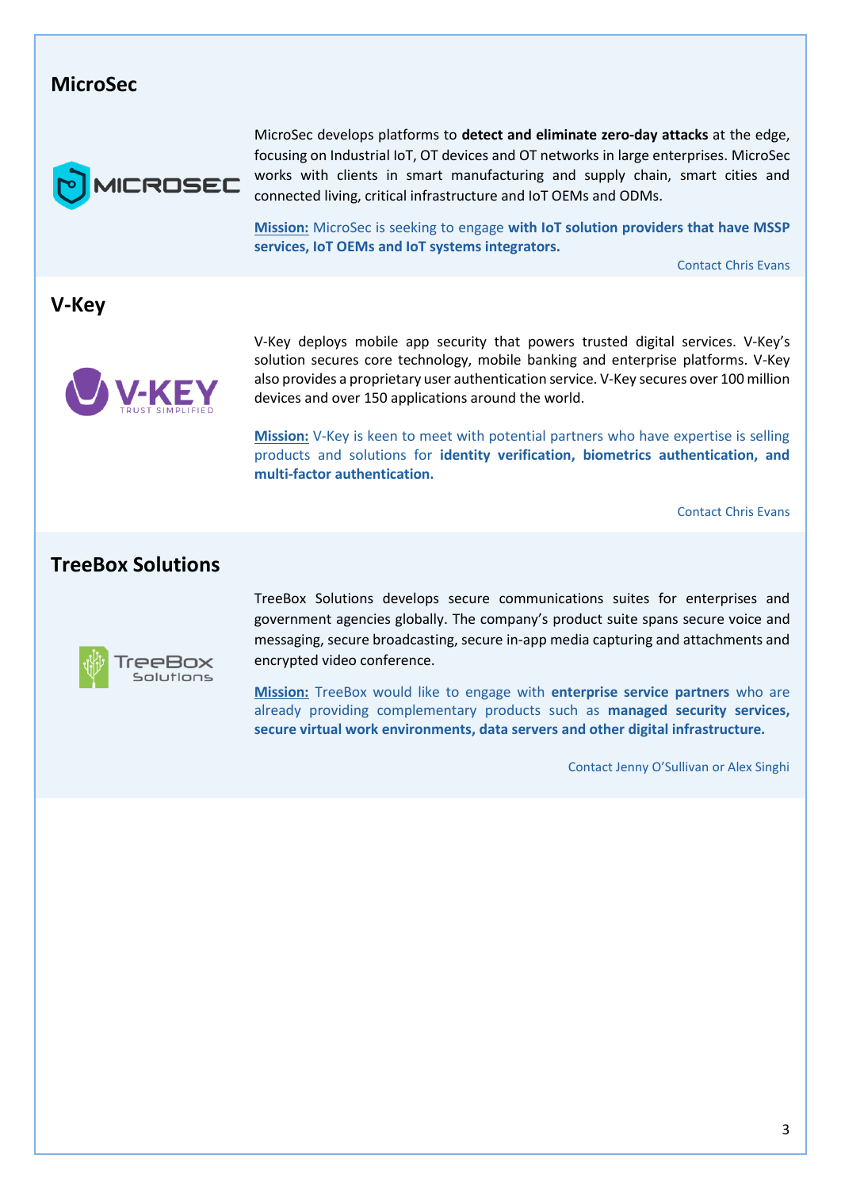## MicroSec

MicroSec develops platforms to **detect and eliminate zero-day attacks** at the edge, focusing on Industrial IoT, OT devices and OT networks in large enterprises. MicroSec works with clients in smart manufacturing and supply chain, smart cities and connected living, critical infrastructure and IoT OEMs and ODMs.

**Mission:** MicroSec is seeking to engage **with IoT solution providers that have MSSP services, IoT OEMs and IoT systems integrators.**

Contact Chris Evans

## V-Key

V-Key deploys mobile app security that powers trusted digital services. V-Key's solution secures core technology, mobile banking and enterprise platforms. V-Key also provides a proprietary user authentication service. V-Key secures over 100 million devices and over 150 applications around the world.

**Mission:** V-Key is keen to meet with potential partners who have expertise is selling products and solutions for **identity verification, biometrics authentication, and multi-factor authentication.**

Contact Chris Evans

## TreeBox Solutions

TreeBox Solutions develops secure communications suites for enterprises and government agencies globally. The company's product suite spans secure voice and messaging, secure broadcasting, secure in-app media capturing and attachments and encrypted video conference.

**Mission:** TreeBox would like to engage with **enterprise service partners** who are already providing complementary products such as **managed security services, secure virtual work environments, data servers and other digital infrastructure.**

Contact Jenny O'Sullivan or Alex Singhi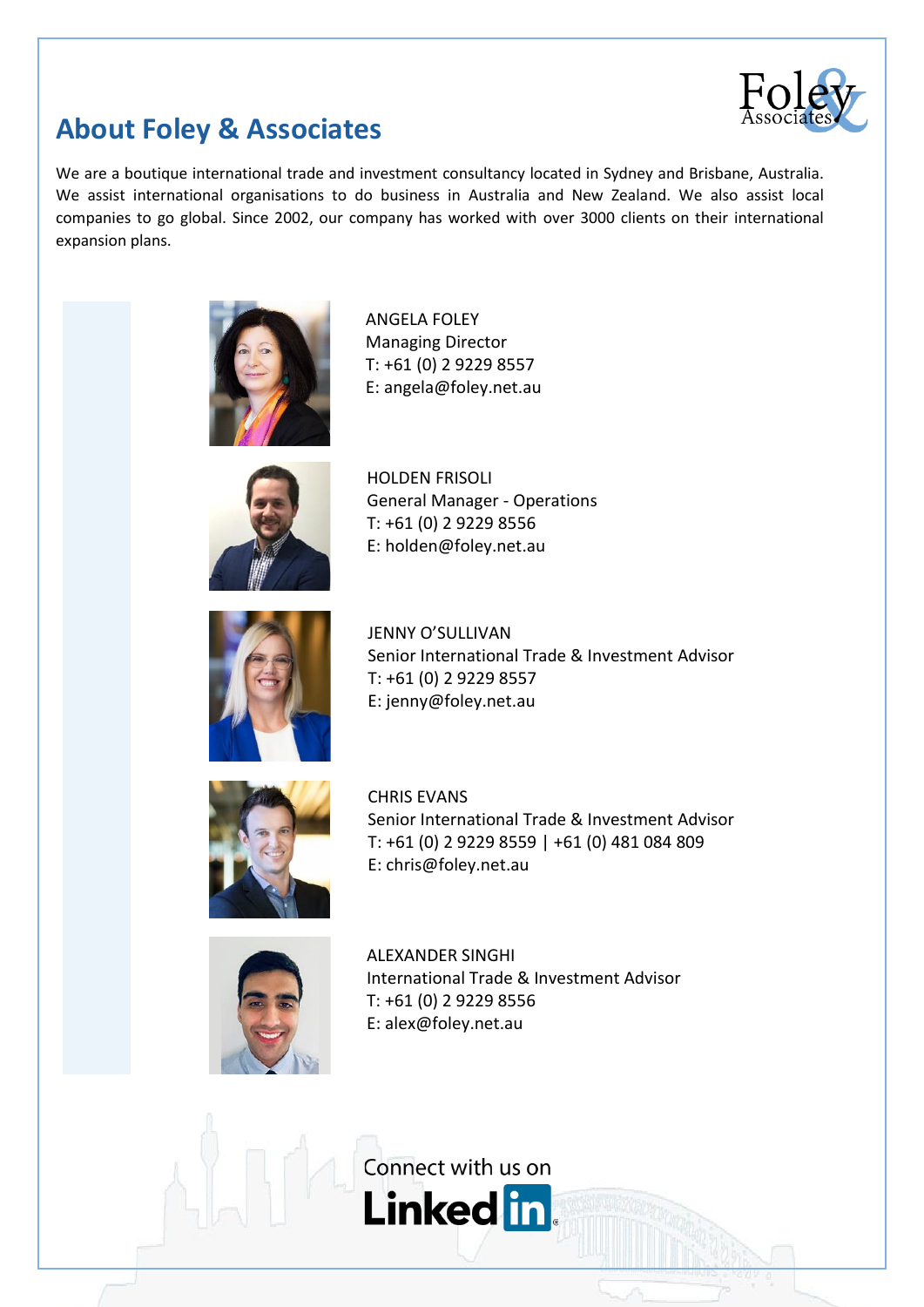## About Foley & Associates

We are a boutique international trade and investment consultancy located in Sydney and Brisbane, Australia. We assist international organisations to do business in Australia and New Zealand. We also assist local companies to go global. Since 2002, our company has worked with over 3000 clients on their international expansion plans.

ANGELA FOLEY
Managing Director
T: +61 (0) 2 9229 8557
E: angela@foley.net.au

HOLDEN FRISOLI
General Manager - Operations
T: +61 (0) 2 9229 8556
E: holden@foley.net.au

JENNY O'SULLIVAN
Senior International Trade & Investment Advisor
T: +61 (0) 2 9229 8557
E: jenny@foley.net.au

CHRIS EVANS
Senior International Trade & Investment Advisor
T: +61 (0) 2 9229 8559 | +61 (0) 481 084 809
E: chris@foley.net.au

ALEXANDER SINGHI
International Trade & Investment Advisor
T: +61 (0) 2 9229 8556
E: alex@foley.net.au

Connect with us on LinkedIn